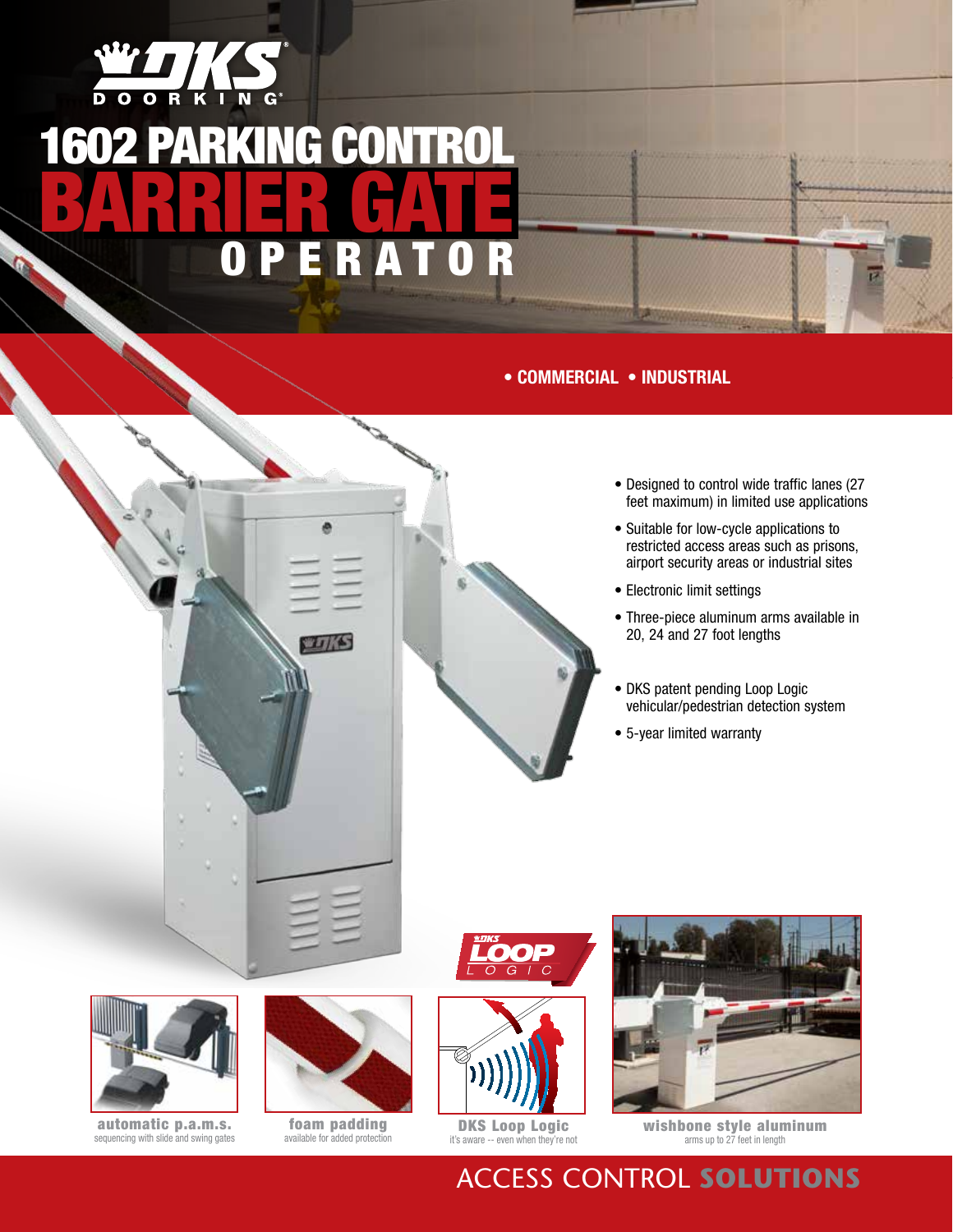DKS DOORKING®

# 1602 PARKING CONTROL BARRIER GATE OPERATOR

• COMMERCIAL • INDUSTRIAL

- Designed to control wide traffic lanes (27 feet maximum) in limited use applications
- Suitable for low-cycle applications to restricted access areas such as prisons, airport security areas or industrial sites
- Electronic limit settings
- Three-piece aluminum arms available in 20, 24 and 27 foot lengths
- DKS patent pending Loop Logic vehicular/pedestrian detection system
- 5-year limited warranty

**automatic p.a.m.s.**
sequencing with slide and swing gates

**foam padding**
available for added protection

DKS LOOP LOGIC

**DKS Loop Logic**
it's aware -- even when they're not

**wishbone style aluminum**
arms up to 27 feet in length

ACCESS CONTROL **SOLUTIONS**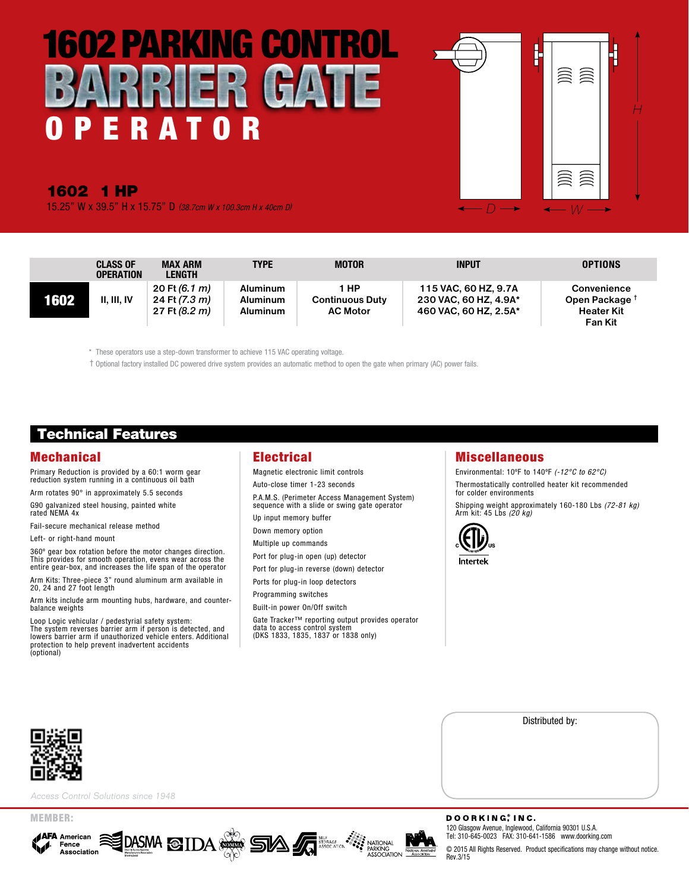# 1602 PARKING CONTROL BARRIER GATE OPERATOR

## 1602 1 HP

15.25" W x 39.5" H x 15.75" D *(38.7cm W x 100.3cm H x 40cm D)*

D
W
H

| | CLASS OF OPERATION | MAX ARM LENGTH | TYPE | MOTOR | INPUT | OPTIONS |
|---|---|---|---|---|---|---|
| **1602** | II, III, IV | 20 Ft *(6.1 m)*<br>24 Ft *(7.3 m)*<br>27 Ft *(8.2 m)* | Aluminum<br>Aluminum<br>Aluminum | 1 HP<br>Continuous Duty<br>AC Motor | 115 VAC, 60 HZ, 9.7A<br>230 VAC, 60 HZ, 4.9A*<br>460 VAC, 60 HZ, 2.5A* | Convenience<br>Open Package †<br>Heater Kit<br>Fan Kit |

\* These operators use a step-down transformer to achieve 115 VAC operating voltage.

† Optional factory installed DC powered drive system provides an automatic method to open the gate when primary (AC) power fails.

## Technical Features

### Mechanical

Primary Reduction is provided by a 60:1 worm gear reduction system running in a continuous oil bath

Arm rotates 90° in approximately 5.5 seconds

G90 galvanized steel housing, painted white rated NEMA 4x

Fail-secure mechanical release method

Left- or right-hand mount

360° gear box rotation before the motor changes direction. This provides for smooth operation, evens wear across the entire gear-box, and increases the life span of the operator

Arm Kits: Three-piece 3" round aluminum arm available in 20, 24 and 27 foot length

Arm kits include arm mounting hubs, hardware, and counter-balance weights

Loop Logic vehicular / pedestyrial safety system:
The system reverses barrier arm if person is detected, and lowers barrier arm if unauthorized vehicle enters. Additional protection to help prevent inadvertent accidents (optional)

### Electrical

Magnetic electronic limit controls

Auto-close timer 1-23 seconds

P.A.M.S. (Perimeter Access Management System) sequence with a slide or swing gate operator

Up input memory buffer

Down memory option

Multiple up commands

Port for plug-in open (up) detector

Port for plug-in reverse (down) detector

Ports for plug-in loop detectors

Programming switches

Built-in power On/Off switch

Gate Tracker™ reporting output provides operator data to access control system
(DKS 1833, 1835, 1837 or 1838 only)

### Miscellaneous

Environmental: 10°F to 140°F *(-12°C to 62°C)*

Thermostatically controlled heater kit recommended for colder environments

Shipping weight approximately 160-180 Lbs *(72-81 kg)*
Arm kit: 45 Lbs *(20 kg)*

Intertek

*Access Control Solutions since 1948*

Distributed by:

**MEMBER:**

AFA American Fence Association · DASMA · IDA · NOMMA · SIA · Self Storage Association · National Parking Association · National Apartment Association

**DOORKING, INC.**
120 Glasgow Avenue, Inglewood, California 90301 U.S.A.
Tel: 310-645-0023 FAX: 310-641-1586 www.doorking.com

© 2015 All Rights Reserved. Product specifications may change without notice.
Rev.3/15